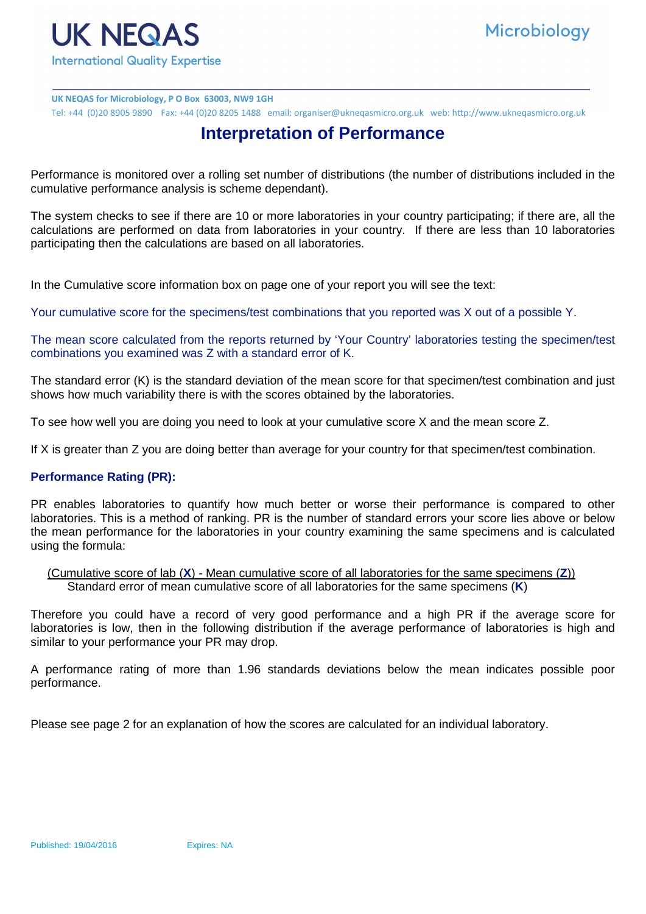UK NEQAS

International Quality Expertise

Microbiology

**UK NEQAS for Microbiology, P O Box 63003, NW9 1GH**

Tel: +44 (0)20 8905 9890 Fax: +44 (0)20 8205 1488 email: organiser@ukneqasmicro.org.uk web: http://www.ukneqasmicro.org.uk

# Interpretation of Performance

Performance is monitored over a rolling set number of distributions (the number of distributions included in the cumulative performance analysis is scheme dependant).

The system checks to see if there are 10 or more laboratories in your country participating; if there are, all the calculations are performed on data from laboratories in your country. If there are less than 10 laboratories participating then the calculations are based on all laboratories.

In the Cumulative score information box on page one of your report you will see the text:

Your cumulative score for the specimens/test combinations that you reported was X out of a possible Y.

The mean score calculated from the reports returned by 'Your Country' laboratories testing the specimen/test combinations you examined was Z with a standard error of K.

The standard error (K) is the standard deviation of the mean score for that specimen/test combination and just shows how much variability there is with the scores obtained by the laboratories.

To see how well you are doing you need to look at your cumulative score X and the mean score Z.

If X is greater than Z you are doing better than average for your country for that specimen/test combination.

### Performance Rating (PR):

PR enables laboratories to quantify how much better or worse their performance is compared to other laboratories. This is a method of ranking. PR is the number of standard errors your score lies above or below the mean performance for the laboratories in your country examining the same specimens and is calculated using the formula:

$$\frac{\text{(Cumulative score of lab (}\mathbf{X}\text{) - Mean cumulative score of all laboratories for the same specimens (}\mathbf{Z}\text{))}}{\text{Standard error of mean cumulative score of all laboratories for the same specimens (}\mathbf{K}\text{)}}$$

Therefore you could have a record of very good performance and a high PR if the average score for laboratories is low, then in the following distribution if the average performance of laboratories is high and similar to your performance your PR may drop.

A performance rating of more than 1.96 standards deviations below the mean indicates possible poor performance.

Please see page 2 for an explanation of how the scores are calculated for an individual laboratory.

Published: 19/04/2016 Expires: NA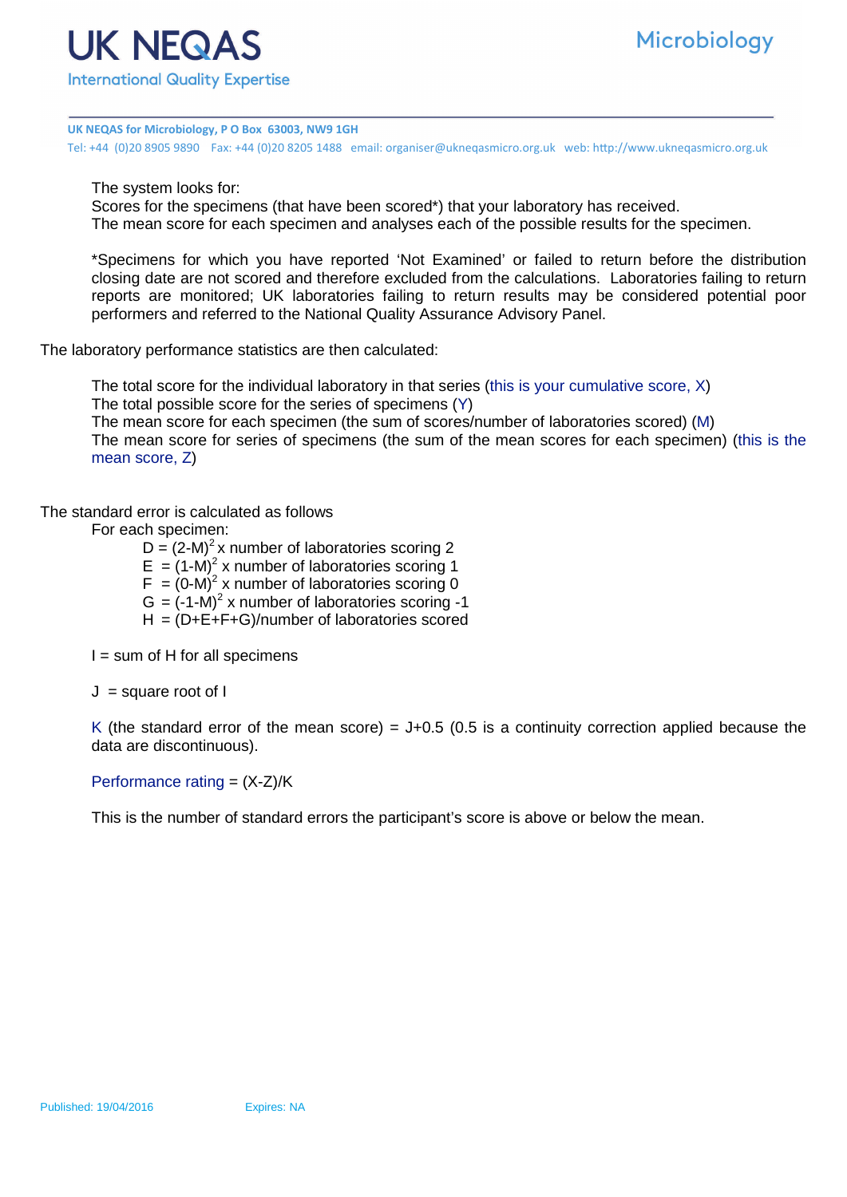The system looks for:

Scores for the specimens (that have been scored*) that your laboratory has received.

The mean score for each specimen and analyses each of the possible results for the specimen.

*Specimens for which you have reported 'Not Examined' or failed to return before the distribution closing date are not scored and therefore excluded from the calculations. Laboratories failing to return reports are monitored; UK laboratories failing to return results may be considered potential poor performers and referred to the National Quality Assurance Advisory Panel.

The laboratory performance statistics are then calculated:

The total score for the individual laboratory in that series (this is your cumulative score, X)

The total possible score for the series of specimens (Y)

The mean score for each specimen (the sum of scores/number of laboratories scored) (M)

The mean score for series of specimens (the sum of the mean scores for each specimen) (this is the mean score, Z)

The standard error is calculated as follows

For each specimen:

- $D = (2-M)^2$ x number of laboratories scoring 2
- $E = (1-M)^2$ x number of laboratories scoring 1
- $F = (0-M)^2$ x number of laboratories scoring 0
- $G = (-1-M)^2$ x number of laboratories scoring -1
- $H = (D+E+F+G)$/number of laboratories scored

I = sum of H for all specimens

J = square root of I

K (the standard error of the mean score) = J+0.5 (0.5 is a continuity correction applied because the data are discontinuous).

Performance rating = $(X-Z)/K$

This is the number of standard errors the participant's score is above or below the mean.